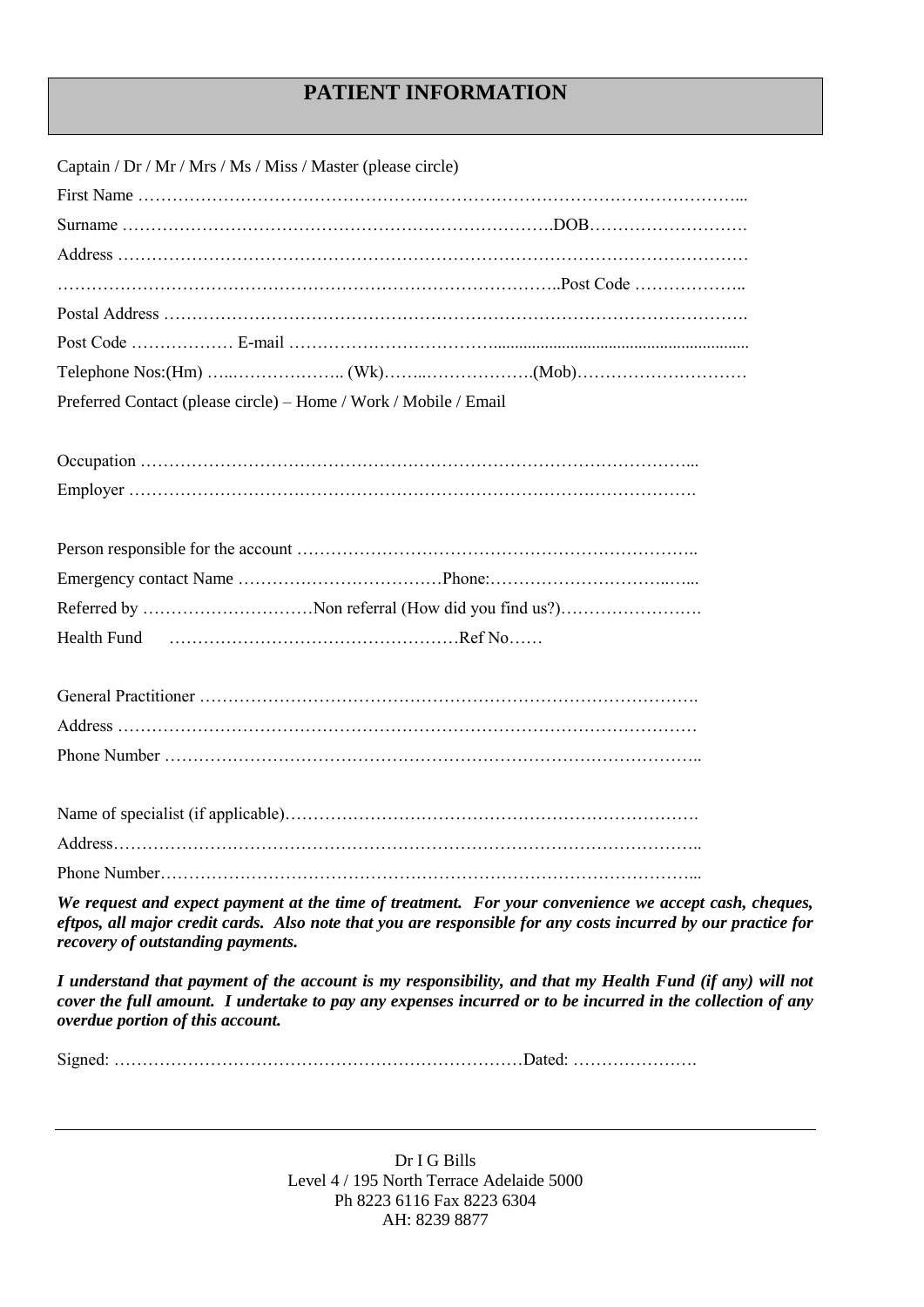# PATIENT INFORMATION

Captain / Dr / Mr / Mrs / Ms / Miss / Master (please circle)

First Name ……………………………………………………………………………………………...

Surname …………………………………………………………………….DOB……………………….

Address …………………………………………………………………………………………………

……………………………………………………………………………..Post Code ………………..

Postal Address ………………………………………………………………………………………….

Post Code ……………… E-mail ……………………………...........................................................

Telephone Nos:(Hm) …..……………….. (Wk)……..……………….(Mob)…………………………

Preferred Contact (please circle) – Home / Work / Mobile / Email

Occupation ……………………………………………………………………………………...

Employer ……………………………………………………………………………………….

Person responsible for the account ……………………………………………………………..

Emergency contact Name ………………………………Phone:…………………………..…...

Referred by …………………………Non referral (How did you find us?)…………………….

Health Fund ……………………………………………Ref No……

General Practitioner …………………………………………………………………………….

Address …………………………………………………………………………………………

Phone Number …………………………………………………………………………………..

Name of specialist (if applicable)……………………………………………………………….

Address…………………………………………………………………………………………..

Phone Number…………………………………………………………………………………...

***We request and expect payment at the time of treatment. For your convenience we accept cash, cheques, eftpos, all major credit cards. Also note that you are responsible for any costs incurred by our practice for recovery of outstanding payments.***

***I understand that payment of the account is my responsibility, and that my Health Fund (if any) will not cover the full amount. I undertake to pay any expenses incurred or to be incurred in the collection of any overdue portion of this account.***

Signed: ………………………………………………………………Dated: ………………….

---

Dr I G Bills
Level 4 / 195 North Terrace Adelaide 5000
Ph 8223 6116 Fax 8223 6304
AH: 8239 8877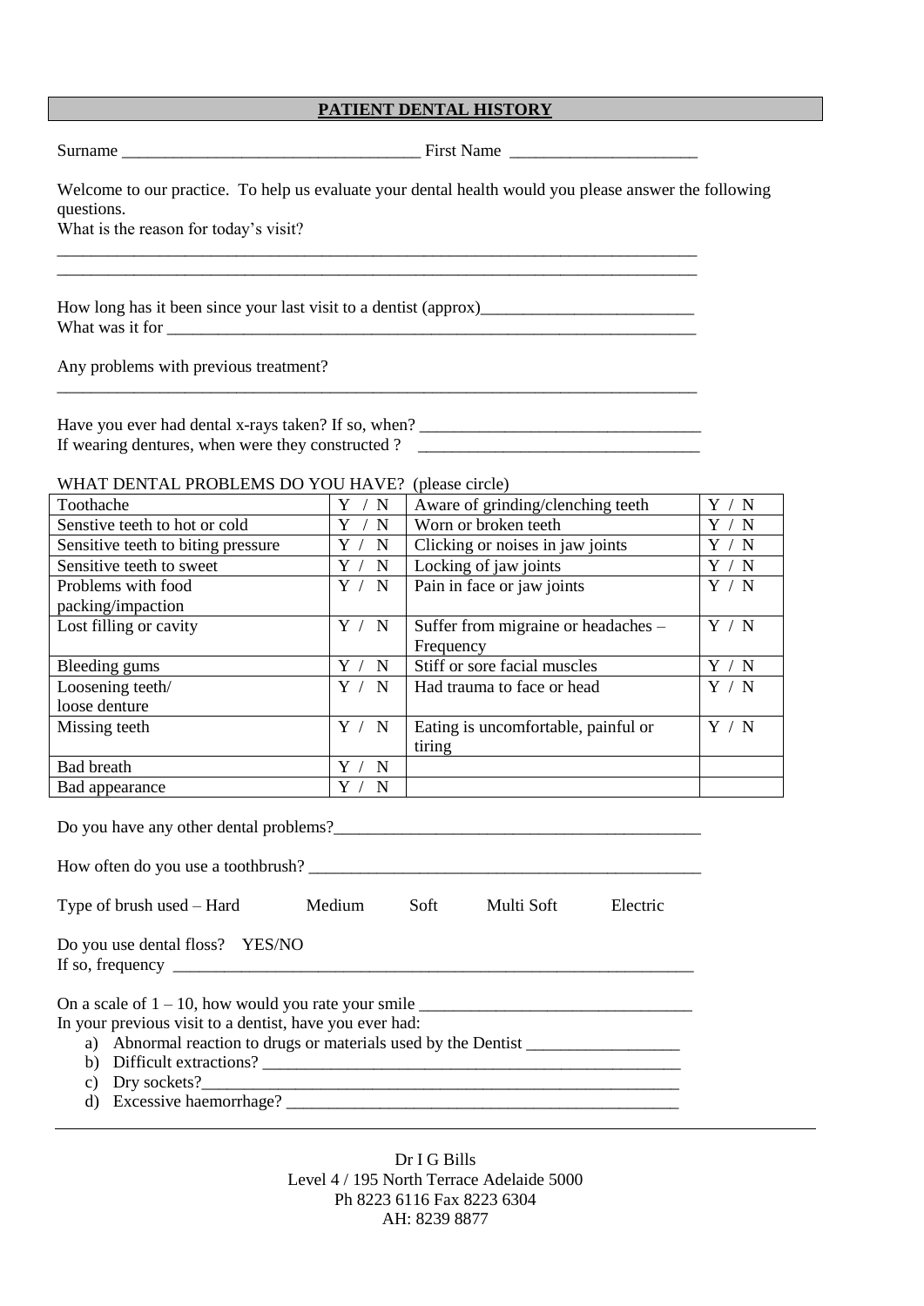## PATIENT DENTAL HISTORY

Surname ___________________________________ First Name ______________________

Welcome to our practice. To help us evaluate your dental health would you please answer the following questions.

What is the reason for today's visit?

_____________________________________________________________________________

_____________________________________________________________________________

How long has it been since your last visit to a dentist (approx)_________________________

What was it for _______________________________________________________________

Any problems with previous treatment?

_____________________________________________________________________________

Have you ever had dental x-rays taken? If so, when? _________________________________

If wearing dentures, when were they constructed ? _________________________________

WHAT DENTAL PROBLEMS DO YOU HAVE? (please circle)

| | | | |
|---|---|---|---|
| Toothache | Y / N | Aware of grinding/clenching teeth | Y / N |
| Senstive teeth to hot or cold | Y / N | Worn or broken teeth | Y / N |
| Sensitive teeth to biting pressure | Y / N | Clicking or noises in jaw joints | Y / N |
| Sensitive teeth to sweet | Y / N | Locking of jaw joints | Y / N |
| Problems with food packing/impaction | Y / N | Pain in face or jaw joints | Y / N |
| Lost filling or cavity | Y / N | Suffer from migraine or headaches – Frequency | Y / N |
| Bleeding gums | Y / N | Stiff or sore facial muscles | Y / N |
| Loosening teeth/ loose denture | Y / N | Had trauma to face or head | Y / N |
| Missing teeth | Y / N | Eating is uncomfortable, painful or tiring | Y / N |
| Bad breath | Y / N | | |
| Bad appearance | Y / N | | |

Do you have any other dental problems?____________________________________________

How often do you use a toothbrush? _______________________________________________

Type of brush used – Hard Medium Soft Multi Soft Electric

Do you use dental floss? YES/NO

If so, frequency _______________________________________________________________

On a scale of 1 – 10, how would you rate your smile _______________________________

In your previous visit to a dentist, have you ever had:

a) Abnormal reaction to drugs or materials used by the Dentist __________________
b) Difficult extractions? ___________________________________________________
c) Dry sockets?_________________________________________________________
d) Excessive haemorrhage? _______________________________________________

Dr I G Bills
Level 4 / 195 North Terrace Adelaide 5000
Ph 8223 6116 Fax 8223 6304
AH: 8239 8877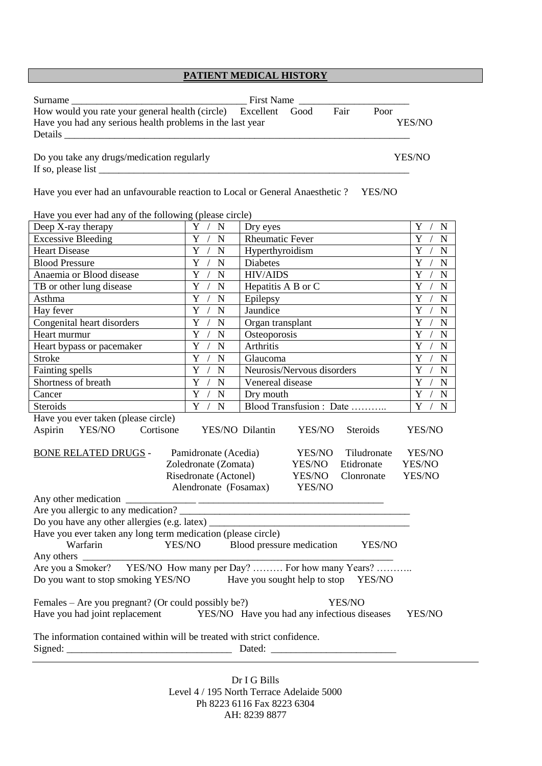## PATIENT MEDICAL HISTORY

Surname ___________________________________ First Name ______________________

How would you rate your general health (circle) Excellent Good Fair Poor

Have you had any serious health problems in the last year YES/NO

Details ________________________________________________________________________

Do you take any drugs/medication regularly YES/NO

If so, please list ______________________________________________________________

Have you ever had an unfavourable reaction to Local or General Anaesthetic ? YES/NO

Have you ever had any of the following (please circle)

| | | | |
|---|---|---|---|
| Deep X-ray therapy | Y / N | Dry eyes | Y / N |
| Excessive Bleeding | Y / N | Rheumatic Fever | Y / N |
| Heart Disease | Y / N | Hyperthyroidism | Y / N |
| Blood Pressure | Y / N | Diabetes | Y / N |
| Anaemia or Blood disease | Y / N | HIV/AIDS | Y / N |
| TB or other lung disease | Y / N | Hepatitis A B or C | Y / N |
| Asthma | Y / N | Epilepsy | Y / N |
| Hay fever | Y / N | Jaundice | Y / N |
| Congenital heart disorders | Y / N | Organ transplant | Y / N |
| Heart murmur | Y / N | Osteoporosis | Y / N |
| Heart bypass or pacemaker | Y / N | Arthritis | Y / N |
| Stroke | Y / N | Glaucoma | Y / N |
| Fainting spells | Y / N | Neurosis/Nervous disorders | Y / N |
| Shortness of breath | Y / N | Venereal disease | Y / N |
| Cancer | Y / N | Dry mouth | Y / N |
| Steroids | Y / N | Blood Transfusion : Date ……….. | Y / N |

Have you ever taken (please circle)

Aspirin YES/NO Cortisone YES/NO Dilantin YES/NO Steroids YES/NO

BONE RELATED DRUGS -

| | | | |
|---|---|---|---|
| Pamidronate (Acedia) | YES/NO | Tiludronate | YES/NO |
| Zoledronate (Zomata) | YES/NO | Etidronate | YES/NO |
| Risedronate (Actonel) | YES/NO | Clonronate | YES/NO |
| Alendronate (Fosamax) | YES/NO | | |

Any other medication ______________ ________________________________________

Are you allergic to any medication? ______________________________________________

Do you have any other allergies (e.g. latex) _______________________________________

Have you ever taken any long term medication (please circle)

Warfarin YES/NO Blood pressure medication YES/NO

Any others ___________________________________________________________

Are you a Smoker? YES/NO How many per Day? ……… For how many Years? ………..

Do you want to stop smoking YES/NO Have you sought help to stop YES/NO

Females – Are you pregnant? (Or could possibly be?) YES/NO

Have you had joint replacement YES/NO Have you had any infectious diseases YES/NO

The information contained within will be treated with strict confidence.

Signed: _________________________________ Dated: _________________________

Dr I G Bills
Level 4 / 195 North Terrace Adelaide 5000
Ph 8223 6116 Fax 8223 6304
AH: 8239 8877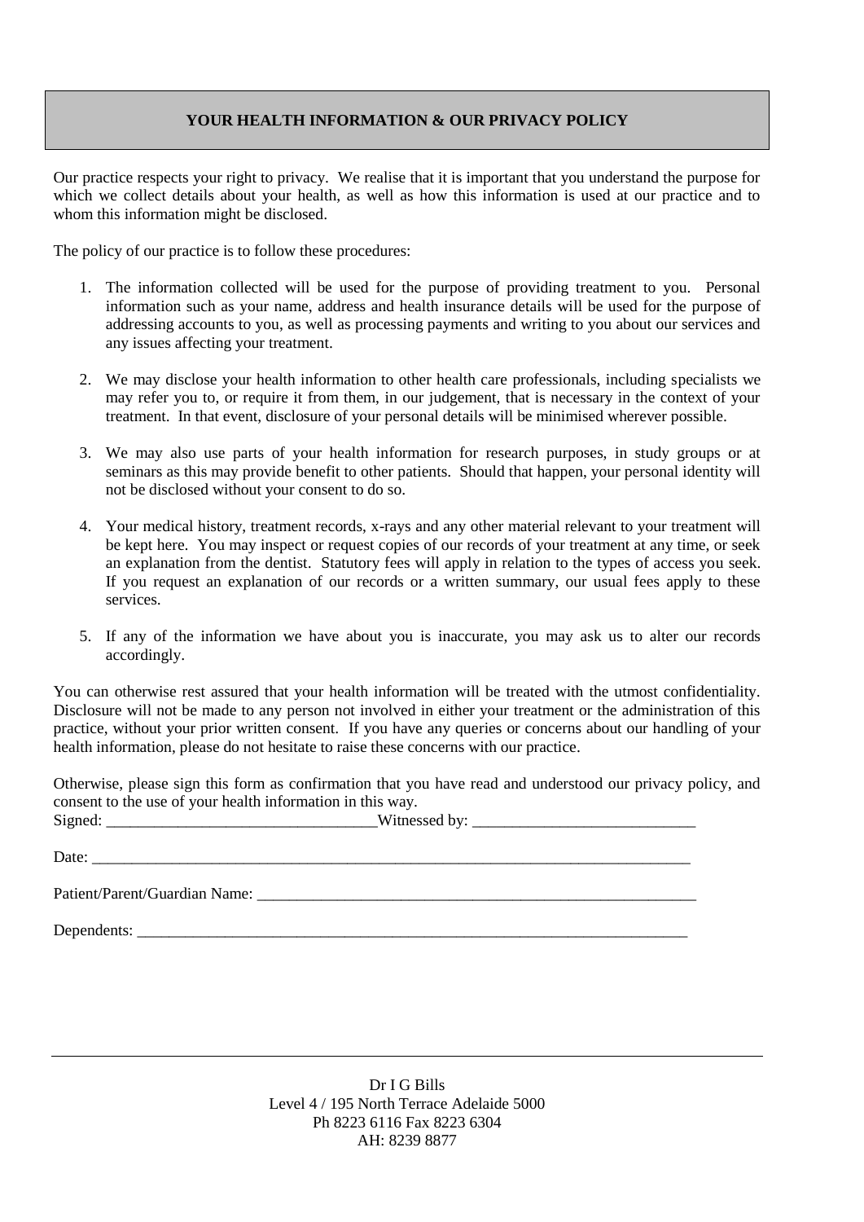## YOUR HEALTH INFORMATION & OUR PRIVACY POLICY

Our practice respects your right to privacy. We realise that it is important that you understand the purpose for which we collect details about your health, as well as how this information is used at our practice and to whom this information might be disclosed.

The policy of our practice is to follow these procedures:

1. The information collected will be used for the purpose of providing treatment to you. Personal information such as your name, address and health insurance details will be used for the purpose of addressing accounts to you, as well as processing payments and writing to you about our services and any issues affecting your treatment.

2. We may disclose your health information to other health care professionals, including specialists we may refer you to, or require it from them, in our judgement, that is necessary in the context of your treatment. In that event, disclosure of your personal details will be minimised wherever possible.

3. We may also use parts of your health information for research purposes, in study groups or at seminars as this may provide benefit to other patients. Should that happen, your personal identity will not be disclosed without your consent to do so.

4. Your medical history, treatment records, x-rays and any other material relevant to your treatment will be kept here. You may inspect or request copies of our records of your treatment at any time, or seek an explanation from the dentist. Statutory fees will apply in relation to the types of access you seek. If you request an explanation of our records or a written summary, our usual fees apply to these services.

5. If any of the information we have about you is inaccurate, you may ask us to alter our records accordingly.

You can otherwise rest assured that your health information will be treated with the utmost confidentiality. Disclosure will not be made to any person not involved in either your treatment or the administration of this practice, without your prior written consent. If you have any queries or concerns about our handling of your health information, please do not hesitate to raise these concerns with our practice.

Otherwise, please sign this form as confirmation that you have read and understood our privacy policy, and consent to the use of your health information in this way.

Signed: _________________________________Witnessed by: ___________________________

Date: ___________________________________________________________________________

Patient/Parent/Guardian Name: _______________________________________________________

Dependents: _____________________________________________________________________

Dr I G Bills
Level 4 / 195 North Terrace Adelaide 5000
Ph 8223 6116 Fax 8223 6304
AH: 8239 8877